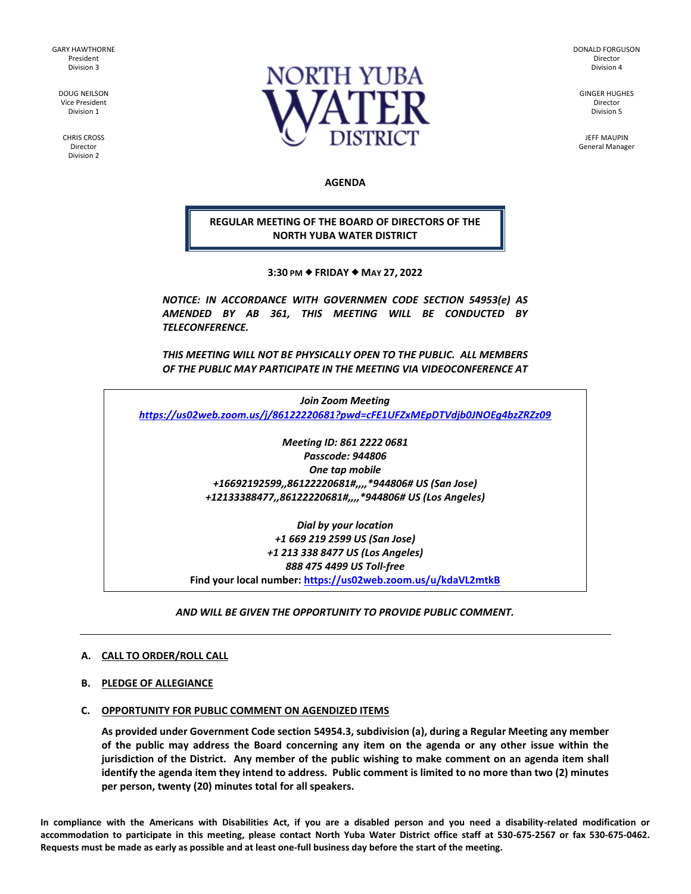GARY HAWTHORNE
President
Division 3

DOUG NEILSON
Vice President
Division 1

CHRIS CROSS
Director
Division 2

# NORTH YUBA WATER DISTRICT

DONALD FORGUSON
Director
Division 4

GINGER HUGHES
Director
Division 5

JEFF MAUPIN
General Manager

**AGENDA**

**REGULAR MEETING OF THE BOARD OF DIRECTORS OF THE NORTH YUBA WATER DISTRICT**

**3:30 PM ◆ FRIDAY ◆ MAY 27, 2022**

***NOTICE: IN ACCORDANCE WITH GOVERNMEN CODE SECTION 54953(e) AS AMENDED BY AB 361, THIS MEETING WILL BE CONDUCTED BY TELECONFERENCE.***

***THIS MEETING WILL NOT BE PHYSICALLY OPEN TO THE PUBLIC. ALL MEMBERS OF THE PUBLIC MAY PARTICIPATE IN THE MEETING VIA VIDEOCONFERENCE AT***

***Join Zoom Meeting***
***https://us02web.zoom.us/j/86122220681?pwd=cFE1UFZxMEpDTVdjb0JNOEg4bzZRZz09***

***Meeting ID: 861 2222 0681***
***Passcode: 944806***
***One tap mobile***
***+16692192599,,86122220681#,,,,*944806# US (San Jose)***
***+12133388477,,86122220681#,,,,*944806# US (Los Angeles)***

***Dial by your location***
***+1 669 219 2599 US (San Jose)***
***+1 213 338 8477 US (Los Angeles)***
***888 475 4499 US Toll-free***
**Find your local number: https://us02web.zoom.us/u/kdaVL2mtkB**

***AND WILL BE GIVEN THE OPPORTUNITY TO PROVIDE PUBLIC COMMENT.***

---

**A. CALL TO ORDER/ROLL CALL**

**B. PLEDGE OF ALLEGIANCE**

**C. OPPORTUNITY FOR PUBLIC COMMENT ON AGENDIZED ITEMS**

**As provided under Government Code section 54954.3, subdivision (a), during a Regular Meeting any member of the public may address the Board concerning any item on the agenda or any other issue within the jurisdiction of the District. Any member of the public wishing to make comment on an agenda item shall identify the agenda item they intend to address. Public comment is limited to no more than two (2) minutes per person, twenty (20) minutes total for all speakers.**

**In compliance with the Americans with Disabilities Act, if you are a disabled person and you need a disability-related modification or accommodation to participate in this meeting, please contact North Yuba Water District office staff at 530-675-2567 or fax 530-675-0462. Requests must be made as early as possible and at least one-full business day before the start of the meeting.**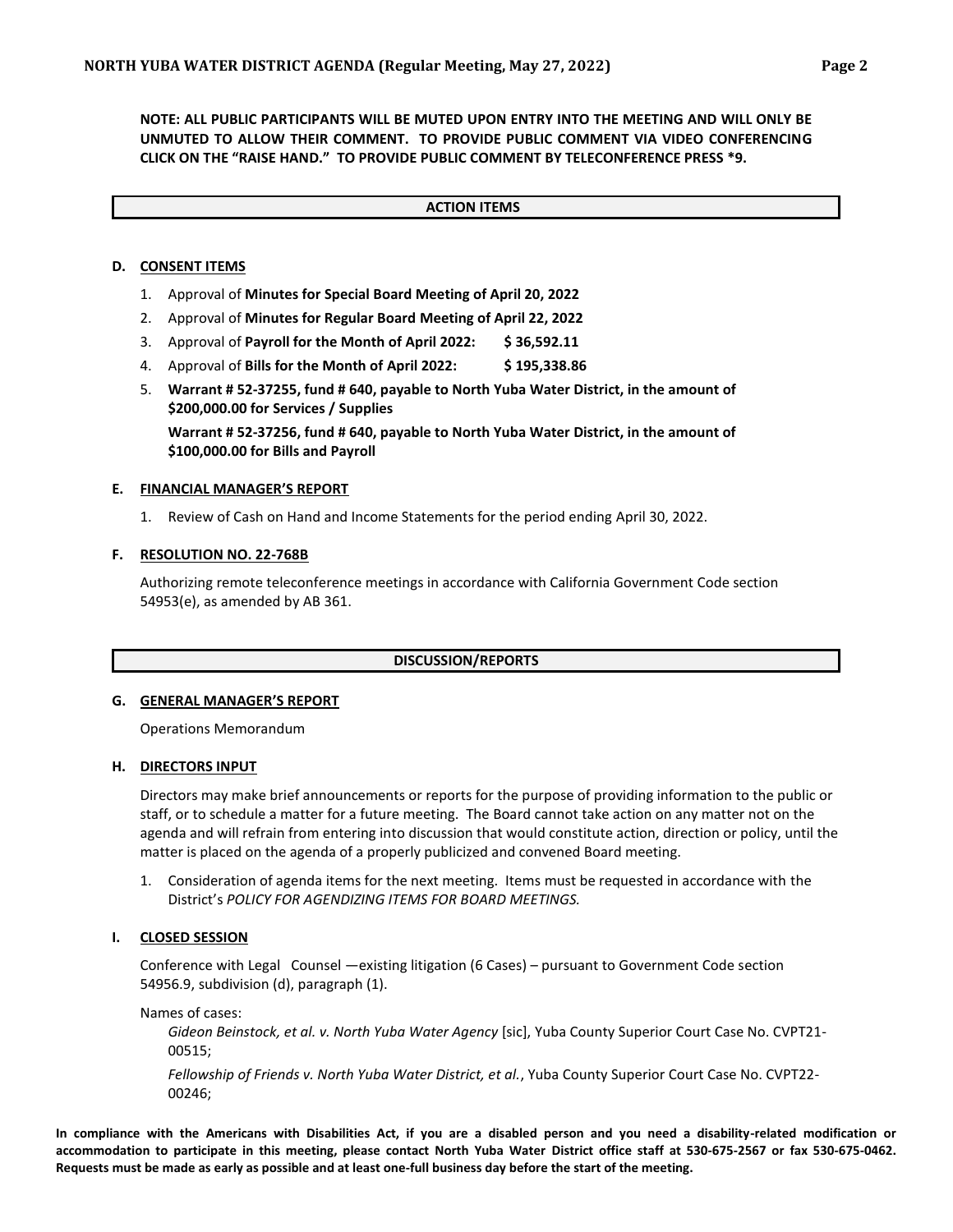**NOTE: ALL PUBLIC PARTICIPANTS WILL BE MUTED UPON ENTRY INTO THE MEETING AND WILL ONLY BE UNMUTED TO ALLOW THEIR COMMENT. TO PROVIDE PUBLIC COMMENT VIA VIDEO CONFERENCING CLICK ON THE "RAISE HAND." TO PROVIDE PUBLIC COMMENT BY TELECONFERENCE PRESS *9.**

## ACTION ITEMS

### D. CONSENT ITEMS

1. Approval of **Minutes for Special Board Meeting of April 20, 2022**
2. Approval of **Minutes for Regular Board Meeting of April 22, 2022**
3. Approval of **Payroll for the Month of April 2022: $ 36,592.11**
4. Approval of **Bills for the Month of April 2022: $ 195,338.86**
5. **Warrant # 52-37255, fund # 640, payable to North Yuba Water District, in the amount of $200,000.00 for Services / Supplies**

   **Warrant # 52-37256, fund # 640, payable to North Yuba Water District, in the amount of $100,000.00 for Bills and Payroll**

### E. FINANCIAL MANAGER'S REPORT

1. Review of Cash on Hand and Income Statements for the period ending April 30, 2022.

### F. RESOLUTION NO. 22-768B

Authorizing remote teleconference meetings in accordance with California Government Code section 54953(e), as amended by AB 361.

## DISCUSSION/REPORTS

### G. GENERAL MANAGER'S REPORT

Operations Memorandum

### H. DIRECTORS INPUT

Directors may make brief announcements or reports for the purpose of providing information to the public or staff, or to schedule a matter for a future meeting. The Board cannot take action on any matter not on the agenda and will refrain from entering into discussion that would constitute action, direction or policy, until the matter is placed on the agenda of a properly publicized and convened Board meeting.

1. Consideration of agenda items for the next meeting. Items must be requested in accordance with the District's *POLICY FOR AGENDIZING ITEMS FOR BOARD MEETINGS.*

### I. CLOSED SESSION

Conference with Legal Counsel —existing litigation (6 Cases) – pursuant to Government Code section 54956.9, subdivision (d), paragraph (1).

Names of cases:

*Gideon Beinstock, et al. v. North Yuba Water Agency* [sic], Yuba County Superior Court Case No. CVPT21-00515;

*Fellowship of Friends v. North Yuba Water District, et al.*, Yuba County Superior Court Case No. CVPT22-00246;

**In compliance with the Americans with Disabilities Act, if you are a disabled person and you need a disability-related modification or accommodation to participate in this meeting, please contact North Yuba Water District office staff at 530-675-2567 or fax 530-675-0462. Requests must be made as early as possible and at least one-full business day before the start of the meeting.**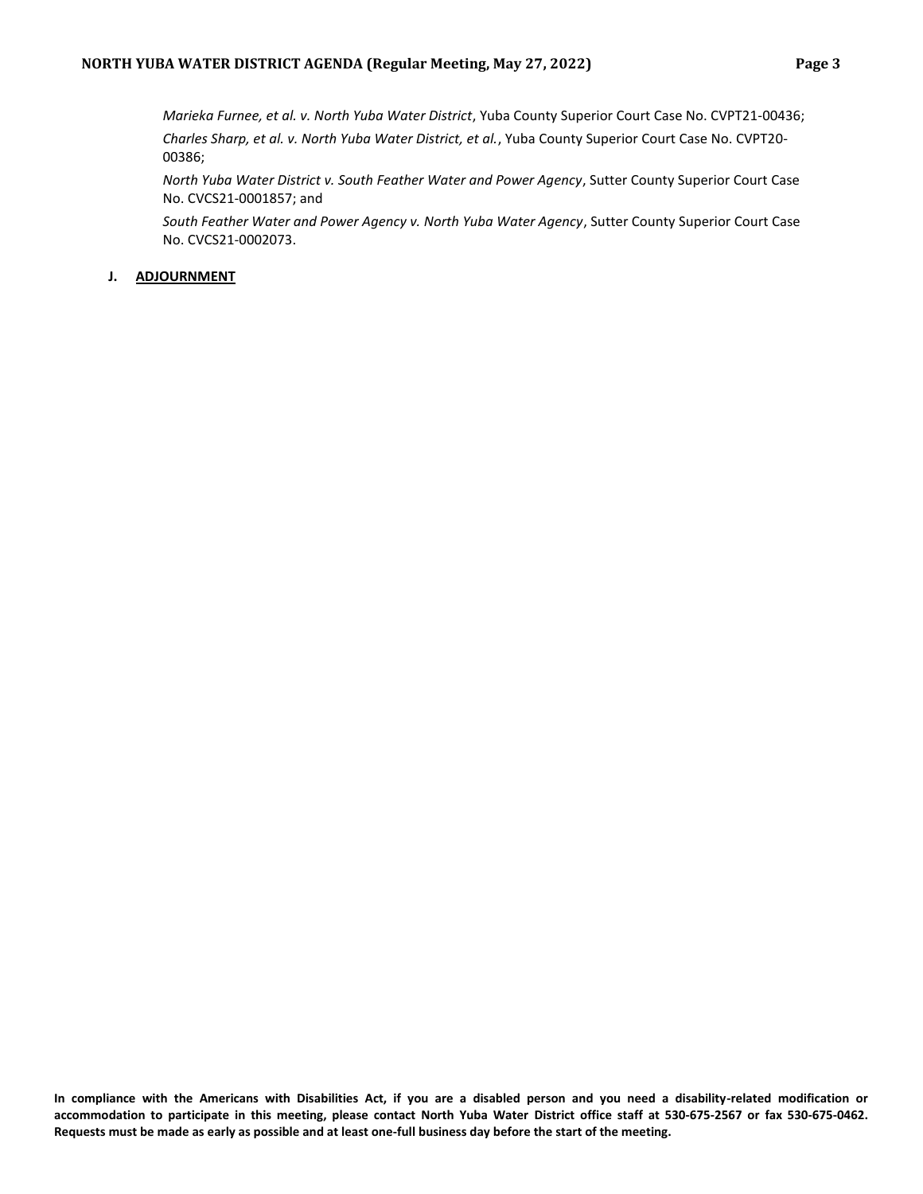*Marieka Furnee, et al. v. North Yuba Water District*, Yuba County Superior Court Case No. CVPT21-00436;

*Charles Sharp, et al. v. North Yuba Water District, et al.*, Yuba County Superior Court Case No. CVPT20-00386;

*North Yuba Water District v. South Feather Water and Power Agency*, Sutter County Superior Court Case No. CVCS21-0001857; and

*South Feather Water and Power Agency v. North Yuba Water Agency*, Sutter County Superior Court Case No. CVCS21-0002073.

**J. ADJOURNMENT**

**In compliance with the Americans with Disabilities Act, if you are a disabled person and you need a disability-related modification or accommodation to participate in this meeting, please contact North Yuba Water District office staff at 530-675-2567 or fax 530-675-0462. Requests must be made as early as possible and at least one-full business day before the start of the meeting.**